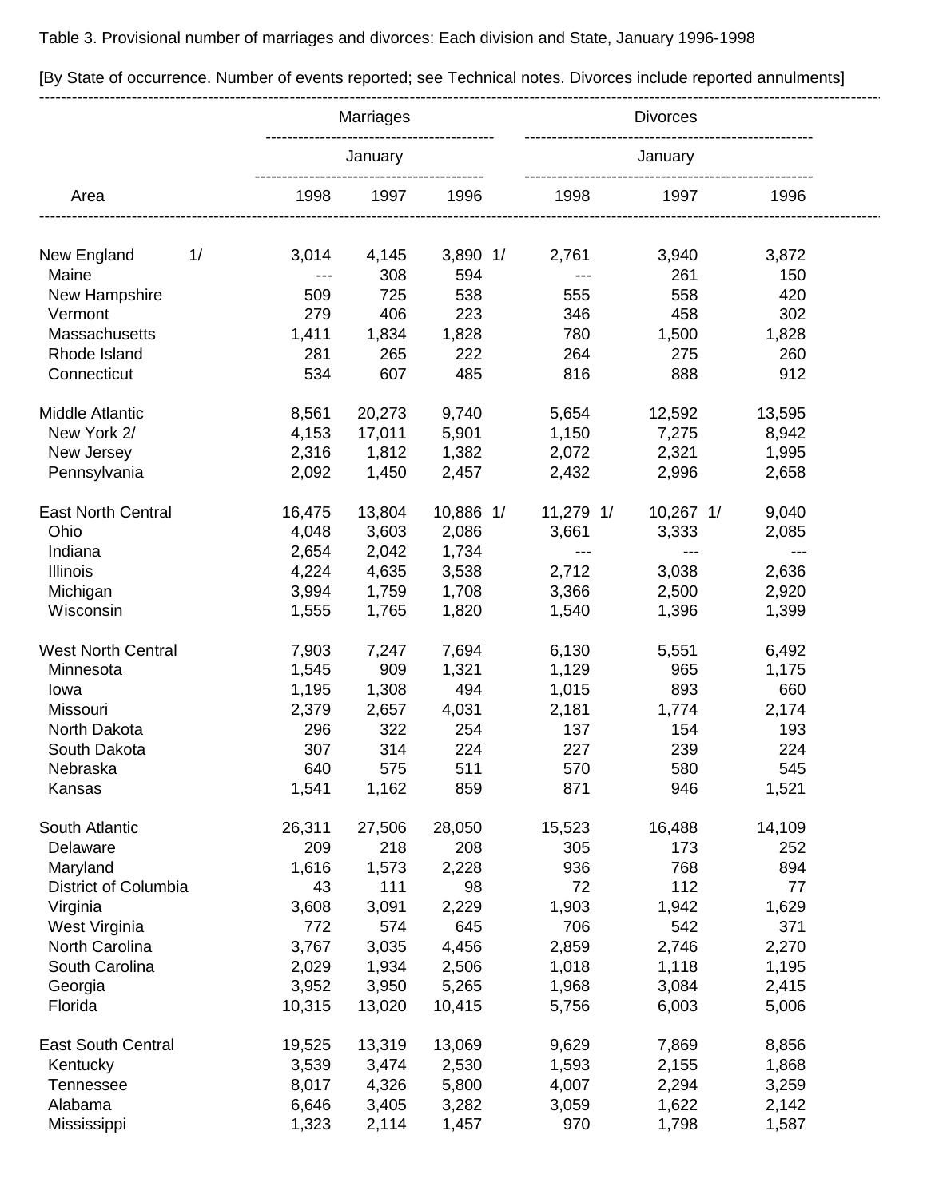Table 3. Provisional number of marriages and divorces: Each division and State, January 1996-1998

[By State of occurrence. Number of events reported; see Technical notes. Divorces include reported annulments]

| Area | Marriages | | | Divorces | | |
|---|---|---|---|---|---|---|
| | January | | | January | | |
| | 1998 | 1997 | 1996 | 1998 | 1997 | 1996 |
| New England 1/ | 3,014 | 4,145 | 3,890 1/ | 2,761 | 3,940 | 3,872 |
| Maine | --- | 308 | 594 | --- | 261 | 150 |
| New Hampshire | 509 | 725 | 538 | 555 | 558 | 420 |
| Vermont | 279 | 406 | 223 | 346 | 458 | 302 |
| Massachusetts | 1,411 | 1,834 | 1,828 | 780 | 1,500 | 1,828 |
| Rhode Island | 281 | 265 | 222 | 264 | 275 | 260 |
| Connecticut | 534 | 607 | 485 | 816 | 888 | 912 |
| Middle Atlantic | 8,561 | 20,273 | 9,740 | 5,654 | 12,592 | 13,595 |
| New York 2/ | 4,153 | 17,011 | 5,901 | 1,150 | 7,275 | 8,942 |
| New Jersey | 2,316 | 1,812 | 1,382 | 2,072 | 2,321 | 1,995 |
| Pennsylvania | 2,092 | 1,450 | 2,457 | 2,432 | 2,996 | 2,658 |
| East North Central | 16,475 | 13,804 | 10,886 1/ | 11,279 1/ | 10,267 1/ | 9,040 |
| Ohio | 4,048 | 3,603 | 2,086 | 3,661 | 3,333 | 2,085 |
| Indiana | 2,654 | 2,042 | 1,734 | --- | --- | --- |
| Illinois | 4,224 | 4,635 | 3,538 | 2,712 | 3,038 | 2,636 |
| Michigan | 3,994 | 1,759 | 1,708 | 3,366 | 2,500 | 2,920 |
| Wisconsin | 1,555 | 1,765 | 1,820 | 1,540 | 1,396 | 1,399 |
| West North Central | 7,903 | 7,247 | 7,694 | 6,130 | 5,551 | 6,492 |
| Minnesota | 1,545 | 909 | 1,321 | 1,129 | 965 | 1,175 |
| Iowa | 1,195 | 1,308 | 494 | 1,015 | 893 | 660 |
| Missouri | 2,379 | 2,657 | 4,031 | 2,181 | 1,774 | 2,174 |
| North Dakota | 296 | 322 | 254 | 137 | 154 | 193 |
| South Dakota | 307 | 314 | 224 | 227 | 239 | 224 |
| Nebraska | 640 | 575 | 511 | 570 | 580 | 545 |
| Kansas | 1,541 | 1,162 | 859 | 871 | 946 | 1,521 |
| South Atlantic | 26,311 | 27,506 | 28,050 | 15,523 | 16,488 | 14,109 |
| Delaware | 209 | 218 | 208 | 305 | 173 | 252 |
| Maryland | 1,616 | 1,573 | 2,228 | 936 | 768 | 894 |
| District of Columbia | 43 | 111 | 98 | 72 | 112 | 77 |
| Virginia | 3,608 | 3,091 | 2,229 | 1,903 | 1,942 | 1,629 |
| West Virginia | 772 | 574 | 645 | 706 | 542 | 371 |
| North Carolina | 3,767 | 3,035 | 4,456 | 2,859 | 2,746 | 2,270 |
| South Carolina | 2,029 | 1,934 | 2,506 | 1,018 | 1,118 | 1,195 |
| Georgia | 3,952 | 3,950 | 5,265 | 1,968 | 3,084 | 2,415 |
| Florida | 10,315 | 13,020 | 10,415 | 5,756 | 6,003 | 5,006 |
| East South Central | 19,525 | 13,319 | 13,069 | 9,629 | 7,869 | 8,856 |
| Kentucky | 3,539 | 3,474 | 2,530 | 1,593 | 2,155 | 1,868 |
| Tennessee | 8,017 | 4,326 | 5,800 | 4,007 | 2,294 | 3,259 |
| Alabama | 6,646 | 3,405 | 3,282 | 3,059 | 1,622 | 2,142 |
| Mississippi | 1,323 | 2,114 | 1,457 | 970 | 1,798 | 1,587 |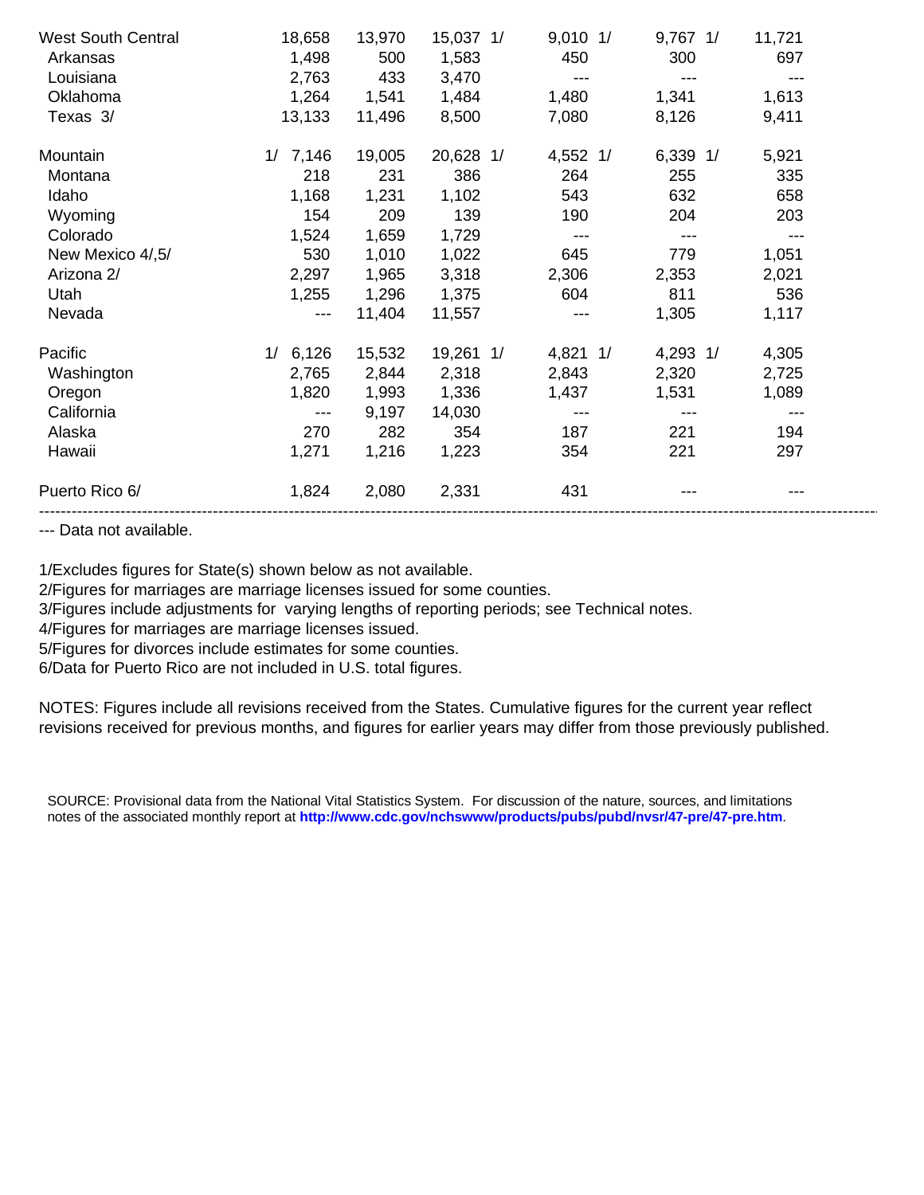| | | | | | | |
|---|---|---|---|---|---|---|
| West South Central | 18,658 | 13,970 | 15,037 1/ | 9,010 1/ | 9,767 1/ | 11,721 |
| Arkansas | 1,498 | 500 | 1,583 | 450 | 300 | 697 |
| Louisiana | 2,763 | 433 | 3,470 | --- | --- | --- |
| Oklahoma | 1,264 | 1,541 | 1,484 | 1,480 | 1,341 | 1,613 |
| Texas 3/ | 13,133 | 11,496 | 8,500 | 7,080 | 8,126 | 9,411 |
| | | | | | | |
| Mountain | 1/ 7,146 | 19,005 | 20,628 1/ | 4,552 1/ | 6,339 1/ | 5,921 |
| Montana | 218 | 231 | 386 | 264 | 255 | 335 |
| Idaho | 1,168 | 1,231 | 1,102 | 543 | 632 | 658 |
| Wyoming | 154 | 209 | 139 | 190 | 204 | 203 |
| Colorado | 1,524 | 1,659 | 1,729 | --- | --- | --- |
| New Mexico 4/,5/ | 530 | 1,010 | 1,022 | 645 | 779 | 1,051 |
| Arizona 2/ | 2,297 | 1,965 | 3,318 | 2,306 | 2,353 | 2,021 |
| Utah | 1,255 | 1,296 | 1,375 | 604 | 811 | 536 |
| Nevada | --- | 11,404 | 11,557 | --- | 1,305 | 1,117 |
| | | | | | | |
| Pacific | 1/ 6,126 | 15,532 | 19,261 1/ | 4,821 1/ | 4,293 1/ | 4,305 |
| Washington | 2,765 | 2,844 | 2,318 | 2,843 | 2,320 | 2,725 |
| Oregon | 1,820 | 1,993 | 1,336 | 1,437 | 1,531 | 1,089 |
| California | --- | 9,197 | 14,030 | --- | --- | --- |
| Alaska | 270 | 282 | 354 | 187 | 221 | 194 |
| Hawaii | 1,271 | 1,216 | 1,223 | 354 | 221 | 297 |
| | | | | | | |
| Puerto Rico 6/ | 1,824 | 2,080 | 2,331 | 431 | --- | --- |

--- Data not available.

1/Excludes figures for State(s) shown below as not available.
2/Figures for marriages are marriage licenses issued for some counties.
3/Figures include adjustments for varying lengths of reporting periods; see Technical notes.
4/Figures for marriages are marriage licenses issued.
5/Figures for divorces include estimates for some counties.
6/Data for Puerto Rico are not included in U.S. total figures.

NOTES: Figures include all revisions received from the States. Cumulative figures for the current year reflect revisions received for previous months, and figures for earlier years may differ from those previously published.

SOURCE: Provisional data from the National Vital Statistics System. For discussion of the nature, sources, and limitations notes of the associated monthly report at **http://www.cdc.gov/nchswww/products/pubs/pubd/nvsr/47-pre/47-pre.htm**.